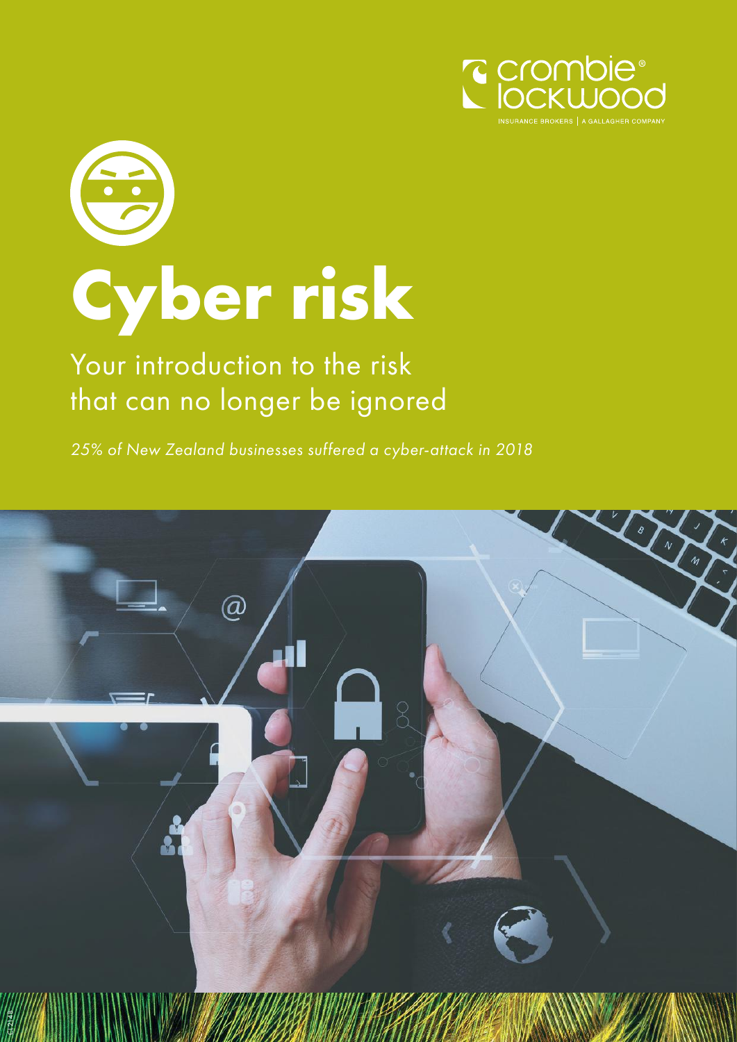# Cyber risk

## Your introduction to the risk that can no longer be ignored

*25% of New Zealand businesses suffered a cyber-attack in 2018*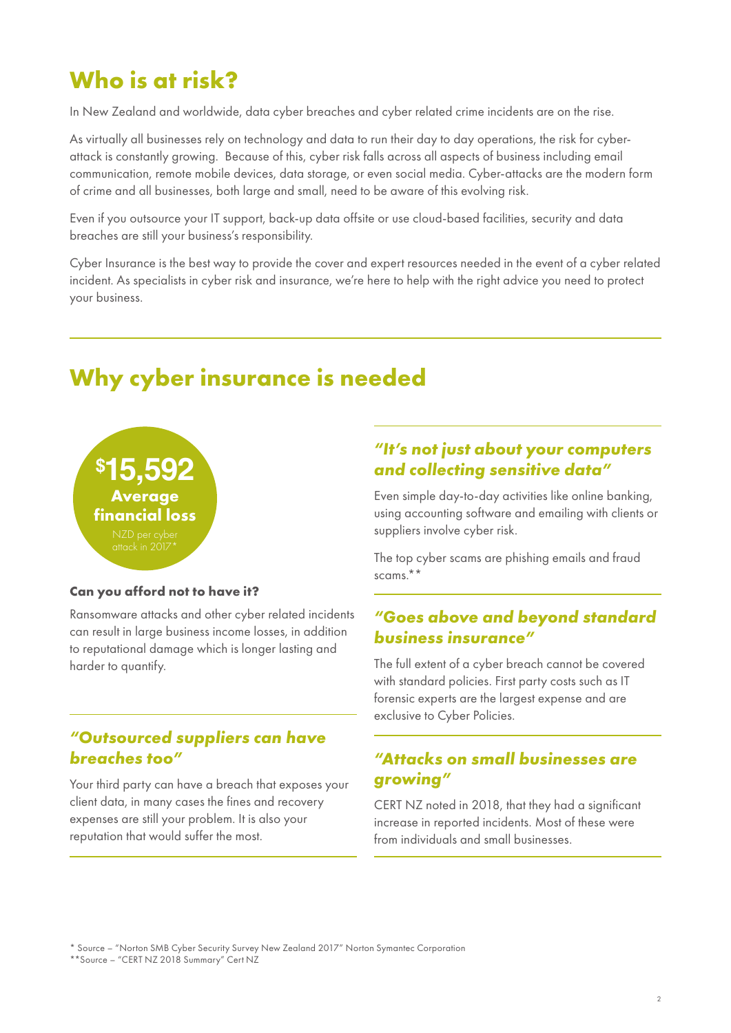# Who is at risk?

In New Zealand and worldwide, data cyber breaches and cyber related crime incidents are on the rise.

As virtually all businesses rely on technology and data to run their day to day operations, the risk for cyber-attack is constantly growing. Because of this, cyber risk falls across all aspects of business including email communication, remote mobile devices, data storage, or even social media. Cyber-attacks are the modern form of crime and all businesses, both large and small, need to be aware of this evolving risk.

Even if you outsource your IT support, back-up data offsite or use cloud-based facilities, security and data breaches are still your business's responsibility.

Cyber Insurance is the best way to provide the cover and expert resources needed in the event of a cyber related incident. As specialists in cyber risk and insurance, we're here to help with the right advice you need to protect your business.

# Why cyber insurance is needed

**$15,592**
**Average financial loss**
NZD per cyber attack in 2017*

**Can you afford not to have it?**

Ransomware attacks and other cyber related incidents can result in large business income losses, in addition to reputational damage which is longer lasting and harder to quantify.

### *"Outsourced suppliers can have breaches too"*

Your third party can have a breach that exposes your client data, in many cases the fines and recovery expenses are still your problem. It is also your reputation that would suffer the most.

### *"It's not just about your computers and collecting sensitive data"*

Even simple day-to-day activities like online banking, using accounting software and emailing with clients or suppliers involve cyber risk.

The top cyber scams are phishing emails and fraud scams.**

### *"Goes above and beyond standard business insurance"*

The full extent of a cyber breach cannot be covered with standard policies. First party costs such as IT forensic experts are the largest expense and are exclusive to Cyber Policies.

### *"Attacks on small businesses are growing"*

CERT NZ noted in 2018, that they had a significant increase in reported incidents. Most of these were from individuals and small businesses.

\* Source – "Norton SMB Cyber Security Survey New Zealand 2017" Norton Symantec Corporation
**Source – "CERT NZ 2018 Summary" Cert NZ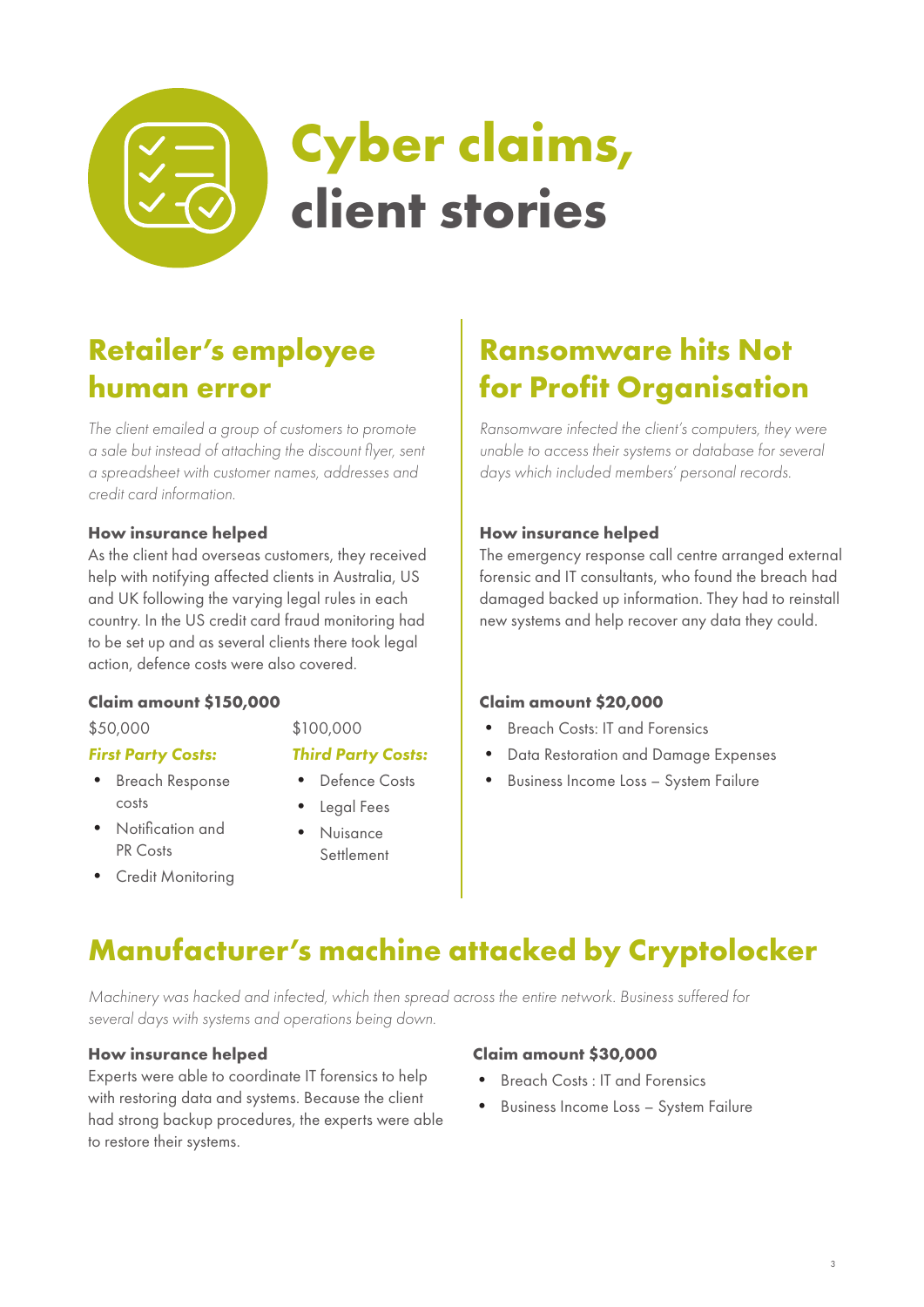# Cyber claims, client stories

## Retailer's employee human error

*The client emailed a group of customers to promote a sale but instead of attaching the discount flyer, sent a spreadsheet with customer names, addresses and credit card information.*

**How insurance helped**

As the client had overseas customers, they received help with notifying affected clients in Australia, US and UK following the varying legal rules in each country. In the US credit card fraud monitoring had to be set up and as several clients there took legal action, defence costs were also covered.

**Claim amount $150,000**

$50,000

***First Party Costs:***

- Breach Response costs
- Notification and PR Costs
- Credit Monitoring

$100,000

***Third Party Costs:***

- Defence Costs
- Legal Fees
- Nuisance Settlement

## Ransomware hits Not for Profit Organisation

*Ransomware infected the client's computers, they were unable to access their systems or database for several days which included members' personal records.*

**How insurance helped**

The emergency response call centre arranged external forensic and IT consultants, who found the breach had damaged backed up information. They had to reinstall new systems and help recover any data they could.

**Claim amount $20,000**

- Breach Costs: IT and Forensics
- Data Restoration and Damage Expenses
- Business Income Loss – System Failure

## Manufacturer's machine attacked by Cryptolocker

*Machinery was hacked and infected, which then spread across the entire network. Business suffered for several days with systems and operations being down.*

**How insurance helped**

Experts were able to coordinate IT forensics to help with restoring data and systems. Because the client had strong backup procedures, the experts were able to restore their systems.

**Claim amount $30,000**

- Breach Costs : IT and Forensics
- Business Income Loss – System Failure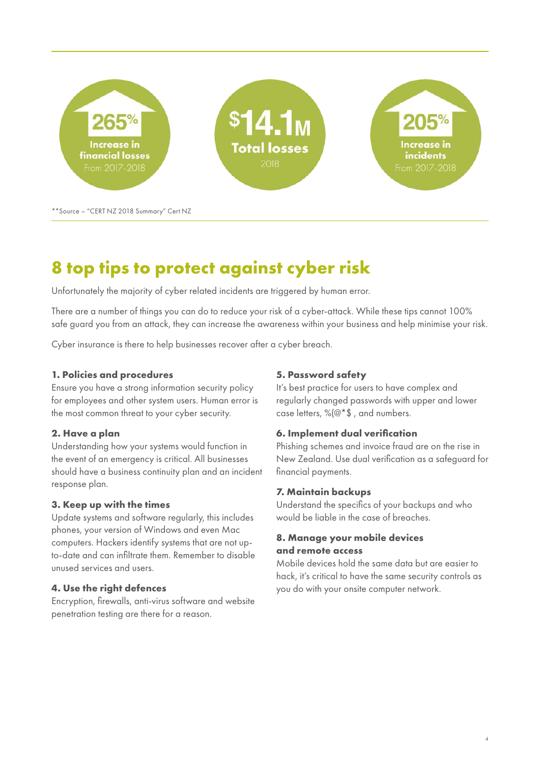265%
Increase in financial losses
From 2017-2018

$14.1M
Total losses
2018

205%
Increase in incidents
From 2017-2018

**Source – "CERT NZ 2018 Summary" Cert NZ

# 8 top tips to protect against cyber risk

Unfortunately the majority of cyber related incidents are triggered by human error.

There are a number of things you can do to reduce your risk of a cyber-attack. While these tips cannot 100% safe guard you from an attack, they can increase the awareness within your business and help minimise your risk.

Cyber insurance is there to help businesses recover after a cyber breach.

**1. Policies and procedures**
Ensure you have a strong information security policy for employees and other system users. Human error is the most common threat to your cyber security.

**2. Have a plan**
Understanding how your systems would function in the event of an emergency is critical. All businesses should have a business continuity plan and an incident response plan.

**3. Keep up with the times**
Update systems and software regularly, this includes phones, your version of Windows and even Mac computers. Hackers identify systems that are not up-to-date and can infiltrate them. Remember to disable unused services and users.

**4. Use the right defences**
Encryption, firewalls, anti-virus software and website penetration testing are there for a reason.

**5. Password safety**
It's best practice for users to have complex and regularly changed passwords with upper and lower case letters, %(@*$ , and numbers.

**6. Implement dual verification**
Phishing schemes and invoice fraud are on the rise in New Zealand. Use dual verification as a safeguard for financial payments.

**7. Maintain backups**
Understand the specifics of your backups and who would be liable in the case of breaches.

**8. Manage your mobile devices and remote access**
Mobile devices hold the same data but are easier to hack, it's critical to have the same security controls as you do with your onsite computer network.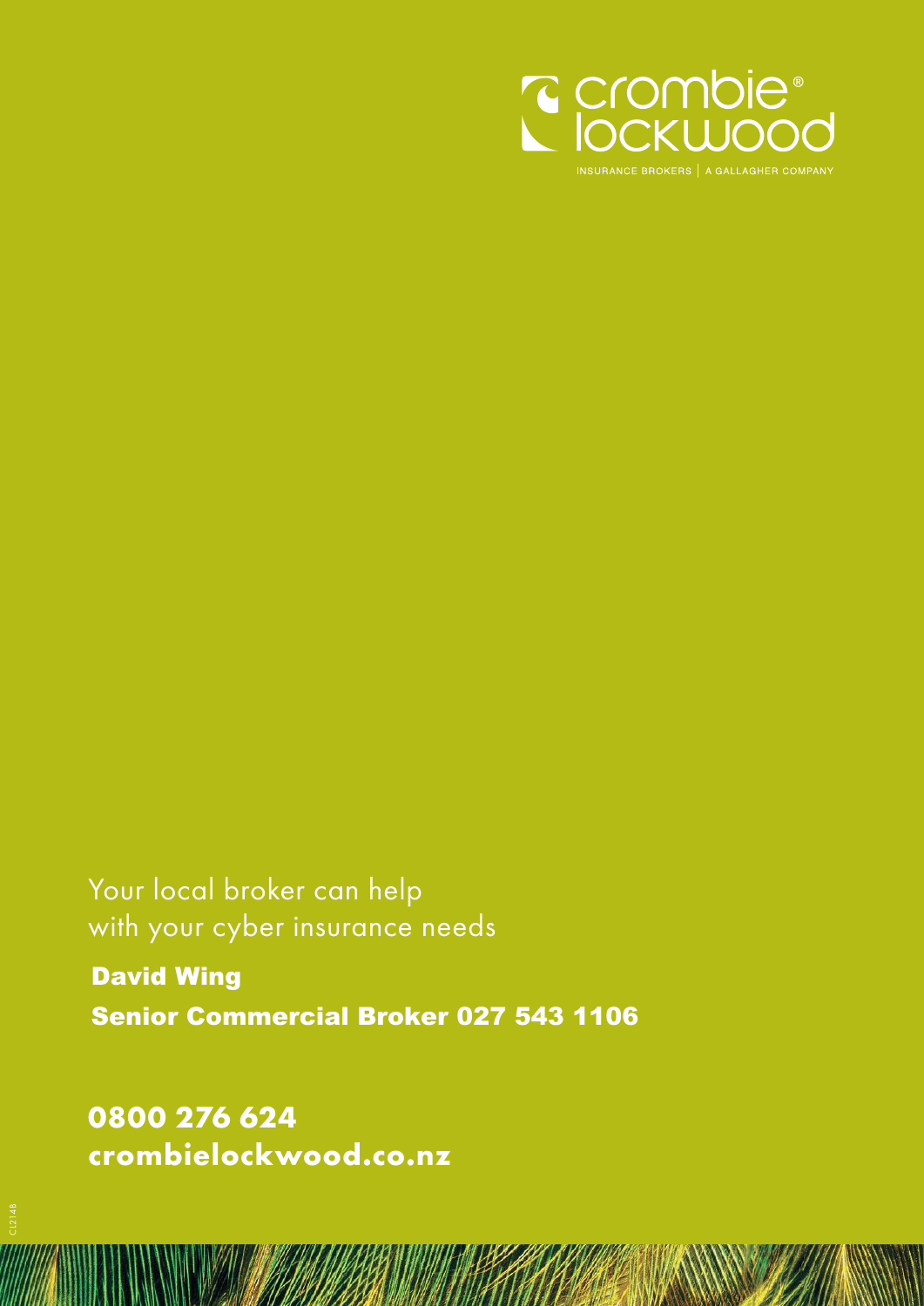crombie lockwood®

INSURANCE BROKERS | A GALLAGHER COMPANY

Your local broker can help
with your cyber insurance needs

**David Wing**

**Senior Commercial Broker 027 543 1106**

**0800 276 624**
**crombielockwood.co.nz**

CI214B